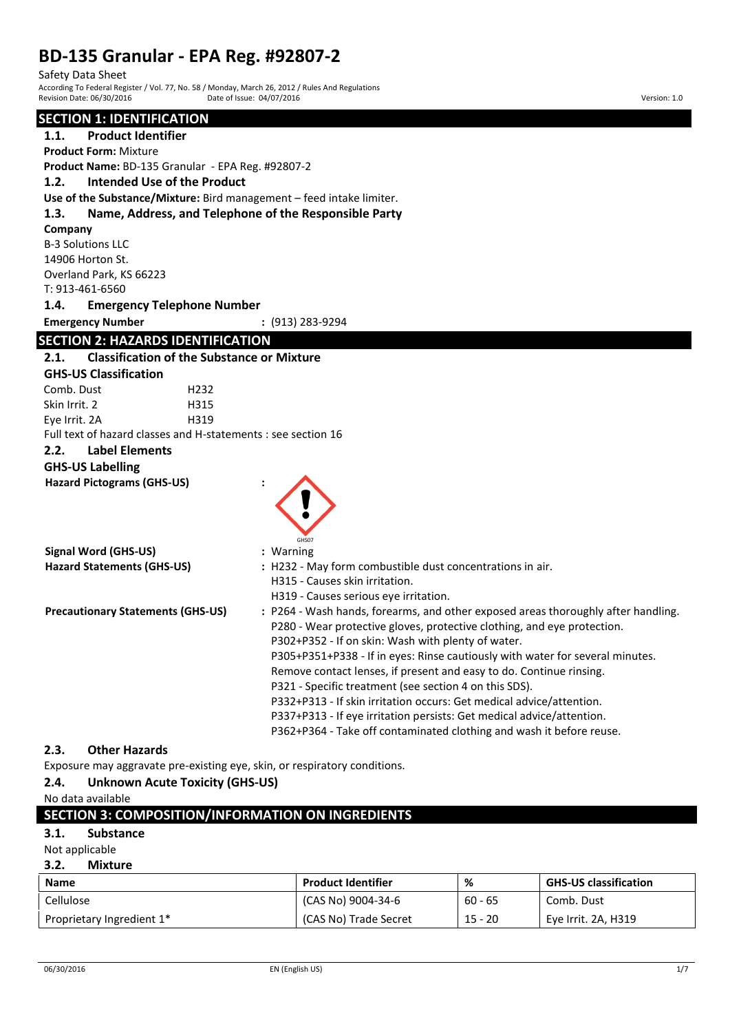# BD-135 Granular - EPA Reg. #92807-2

Safety Data Sheet

According To Federal Register / Vol. 77, No. 58 / Monday, March 26, 2012 / Rules And Regulations

Revision Date: 06/30/2016 Date of Issue: 04/07/2016 Version: 1.0

## SECTION 1: IDENTIFICATION

### 1.1. Product Identifier

**Product Form:** Mixture

**Product Name:** BD-135 Granular - EPA Reg. #92807-2

### 1.2. Intended Use of the Product

**Use of the Substance/Mixture:** Bird management – feed intake limiter.

### 1.3. Name, Address, and Telephone of the Responsible Party

**Company**

B-3 Solutions LLC
14906 Horton St.
Overland Park, KS 66223
T: 913-461-6560

### 1.4. Emergency Telephone Number

**Emergency Number** : (913) 283-9294

## SECTION 2: HAZARDS IDENTIFICATION

### 2.1. Classification of the Substance or Mixture

**GHS-US Classification**

Comb. Dust H232
Skin Irrit. 2 H315
Eye Irrit. 2A H319

Full text of hazard classes and H-statements : see section 16

### 2.2. Label Elements

**GHS-US Labelling**

**Hazard Pictograms (GHS-US)** :

GHS07

**Signal Word (GHS-US)** : Warning

**Hazard Statements (GHS-US)** : H232 - May form combustible dust concentrations in air.
H315 - Causes skin irritation.
H319 - Causes serious eye irritation.

**Precautionary Statements (GHS-US)** : P264 - Wash hands, forearms, and other exposed areas thoroughly after handling.
P280 - Wear protective gloves, protective clothing, and eye protection.
P302+P352 - If on skin: Wash with plenty of water.
P305+P351+P338 - If in eyes: Rinse cautiously with water for several minutes. Remove contact lenses, if present and easy to do. Continue rinsing.
P321 - Specific treatment (see section 4 on this SDS).
P332+P313 - If skin irritation occurs: Get medical advice/attention.
P337+P313 - If eye irritation persists: Get medical advice/attention.
P362+P364 - Take off contaminated clothing and wash it before reuse.

### 2.3. Other Hazards

Exposure may aggravate pre-existing eye, skin, or respiratory conditions.

### 2.4. Unknown Acute Toxicity (GHS-US)

No data available

## SECTION 3: COMPOSITION/INFORMATION ON INGREDIENTS

### 3.1. Substance

Not applicable

### 3.2. Mixture

| Name | Product Identifier | % | GHS-US classification |
|---|---|---|---|
| Cellulose | (CAS No) 9004-34-6 | 60 - 65 | Comb. Dust |
| Proprietary Ingredient 1* | (CAS No) Trade Secret | 15 - 20 | Eye Irrit. 2A, H319 |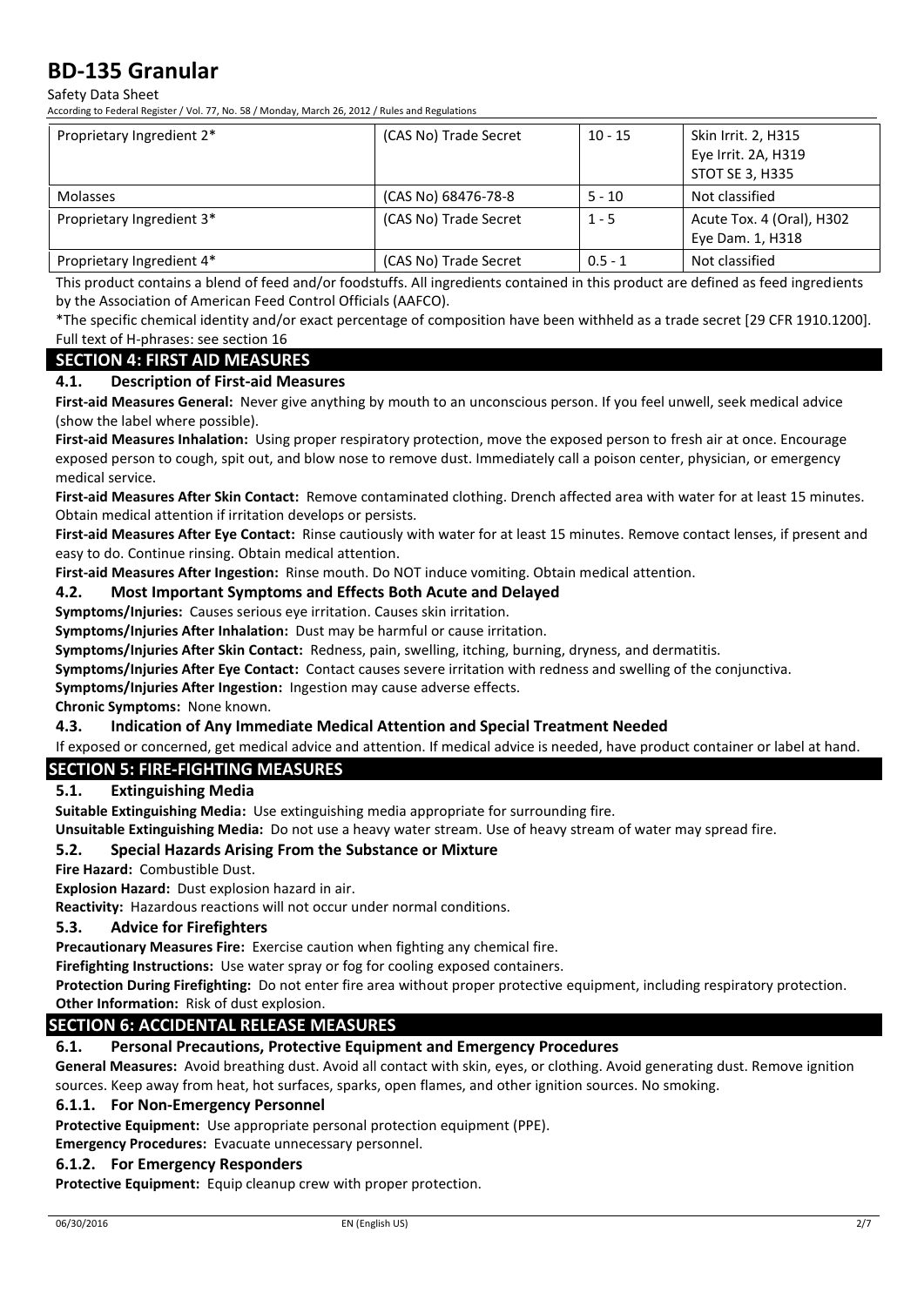| Proprietary Ingredient 2* | (CAS No) Trade Secret | 10 - 15 | Skin Irrit. 2, H315<br>Eye Irrit. 2A, H319<br>STOT SE 3, H335 |
|---|---|---|---|
| Molasses | (CAS No) 68476-78-8 | 5 - 10 | Not classified |
| Proprietary Ingredient 3* | (CAS No) Trade Secret | 1 - 5 | Acute Tox. 4 (Oral), H302<br>Eye Dam. 1, H318 |
| Proprietary Ingredient 4* | (CAS No) Trade Secret | 0.5 - 1 | Not classified |

This product contains a blend of feed and/or foodstuffs. All ingredients contained in this product are defined as feed ingredients by the Association of American Feed Control Officials (AAFCO).

*The specific chemical identity and/or exact percentage of composition have been withheld as a trade secret [29 CFR 1910.1200].

Full text of H-phrases: see section 16

## SECTION 4: FIRST AID MEASURES

### 4.1. Description of First-aid Measures

**First-aid Measures General:** Never give anything by mouth to an unconscious person. If you feel unwell, seek medical advice (show the label where possible).

**First-aid Measures Inhalation:** Using proper respiratory protection, move the exposed person to fresh air at once. Encourage exposed person to cough, spit out, and blow nose to remove dust. Immediately call a poison center, physician, or emergency medical service.

**First-aid Measures After Skin Contact:** Remove contaminated clothing. Drench affected area with water for at least 15 minutes. Obtain medical attention if irritation develops or persists.

**First-aid Measures After Eye Contact:** Rinse cautiously with water for at least 15 minutes. Remove contact lenses, if present and easy to do. Continue rinsing. Obtain medical attention.

**First-aid Measures After Ingestion:** Rinse mouth. Do NOT induce vomiting. Obtain medical attention.

### 4.2. Most Important Symptoms and Effects Both Acute and Delayed

**Symptoms/Injuries:** Causes serious eye irritation. Causes skin irritation.

**Symptoms/Injuries After Inhalation:** Dust may be harmful or cause irritation.

**Symptoms/Injuries After Skin Contact:** Redness, pain, swelling, itching, burning, dryness, and dermatitis.

**Symptoms/Injuries After Eye Contact:** Contact causes severe irritation with redness and swelling of the conjunctiva.

**Symptoms/Injuries After Ingestion:** Ingestion may cause adverse effects.

**Chronic Symptoms:** None known.

### 4.3. Indication of Any Immediate Medical Attention and Special Treatment Needed

If exposed or concerned, get medical advice and attention. If medical advice is needed, have product container or label at hand.

## SECTION 5: FIRE-FIGHTING MEASURES

### 5.1. Extinguishing Media

**Suitable Extinguishing Media:** Use extinguishing media appropriate for surrounding fire.

**Unsuitable Extinguishing Media:** Do not use a heavy water stream. Use of heavy stream of water may spread fire.

### 5.2. Special Hazards Arising From the Substance or Mixture

**Fire Hazard:** Combustible Dust.

**Explosion Hazard:** Dust explosion hazard in air.

**Reactivity:** Hazardous reactions will not occur under normal conditions.

### 5.3. Advice for Firefighters

**Precautionary Measures Fire:** Exercise caution when fighting any chemical fire.

**Firefighting Instructions:** Use water spray or fog for cooling exposed containers.

**Protection During Firefighting:** Do not enter fire area without proper protective equipment, including respiratory protection.

**Other Information:** Risk of dust explosion.

## SECTION 6: ACCIDENTAL RELEASE MEASURES

### 6.1. Personal Precautions, Protective Equipment and Emergency Procedures

**General Measures:** Avoid breathing dust. Avoid all contact with skin, eyes, or clothing. Avoid generating dust. Remove ignition sources. Keep away from heat, hot surfaces, sparks, open flames, and other ignition sources. No smoking.

#### 6.1.1. For Non-Emergency Personnel

**Protective Equipment:** Use appropriate personal protection equipment (PPE).

**Emergency Procedures:** Evacuate unnecessary personnel.

#### 6.1.2. For Emergency Responders

**Protective Equipment:** Equip cleanup crew with proper protection.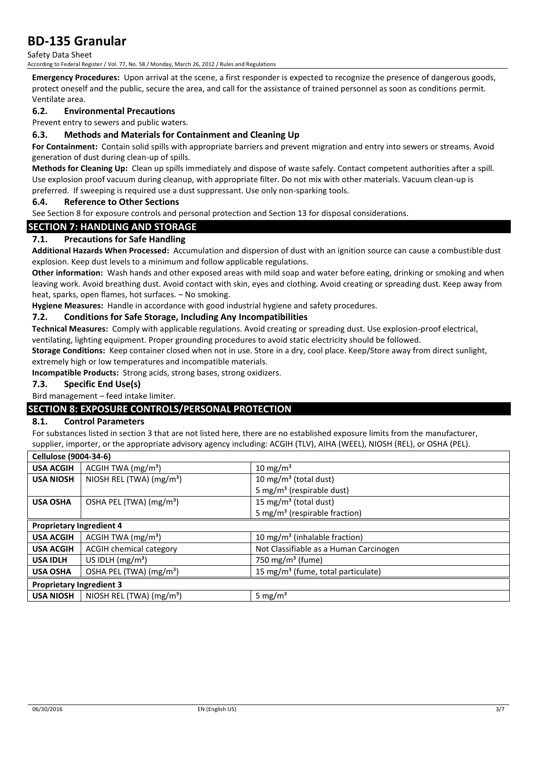**Emergency Procedures:** Upon arrival at the scene, a first responder is expected to recognize the presence of dangerous goods, protect oneself and the public, secure the area, and call for the assistance of trained personnel as soon as conditions permit. Ventilate area.

### 6.2. Environmental Precautions

Prevent entry to sewers and public waters.

### 6.3. Methods and Materials for Containment and Cleaning Up

**For Containment:** Contain solid spills with appropriate barriers and prevent migration and entry into sewers or streams. Avoid generation of dust during clean-up of spills.

**Methods for Cleaning Up:** Clean up spills immediately and dispose of waste safely. Contact competent authorities after a spill. Use explosion proof vacuum during cleanup, with appropriate filter. Do not mix with other materials. Vacuum clean-up is preferred. If sweeping is required use a dust suppressant. Use only non-sparking tools.

### 6.4. Reference to Other Sections

See Section 8 for exposure controls and personal protection and Section 13 for disposal considerations.

## SECTION 7: HANDLING AND STORAGE

### 7.1. Precautions for Safe Handling

**Additional Hazards When Processed:** Accumulation and dispersion of dust with an ignition source can cause a combustible dust explosion. Keep dust levels to a minimum and follow applicable regulations.

**Other information:** Wash hands and other exposed areas with mild soap and water before eating, drinking or smoking and when leaving work. Avoid breathing dust. Avoid contact with skin, eyes and clothing. Avoid creating or spreading dust. Keep away from heat, sparks, open flames, hot surfaces. – No smoking.

**Hygiene Measures:** Handle in accordance with good industrial hygiene and safety procedures.

### 7.2. Conditions for Safe Storage, Including Any Incompatibilities

**Technical Measures:** Comply with applicable regulations. Avoid creating or spreading dust. Use explosion-proof electrical, ventilating, lighting equipment. Proper grounding procedures to avoid static electricity should be followed.

**Storage Conditions:** Keep container closed when not in use. Store in a dry, cool place. Keep/Store away from direct sunlight, extremely high or low temperatures and incompatible materials.

**Incompatible Products:** Strong acids, strong bases, strong oxidizers.

### 7.3. Specific End Use(s)

Bird management – feed intake limiter.

## SECTION 8: EXPOSURE CONTROLS/PERSONAL PROTECTION

### 8.1. Control Parameters

For substances listed in section 3 that are not listed here, there are no established exposure limits from the manufacturer, supplier, importer, or the appropriate advisory agency including: ACGIH (TLV), AIHA (WEEL), NIOSH (REL), or OSHA (PEL).

| **Cellulose (9004-34-6)** | | |
|---|---|---|
| **USA ACGIH** | ACGIH TWA ($mg/m^3$) | 10 $mg/m^3$ |
| **USA NIOSH** | NIOSH REL (TWA) ($mg/m^3$) | 10 $mg/m^3$ (total dust)<br>5 $mg/m^3$ (respirable dust) |
| **USA OSHA** | OSHA PEL (TWA) ($mg/m^3$) | 15 $mg/m^3$ (total dust)<br>5 $mg/m^3$ (respirable fraction) |
| **Proprietary Ingredient 4** | | |
| **USA ACGIH** | ACGIH TWA ($mg/m^3$) | 10 $mg/m^3$ (inhalable fraction) |
| **USA ACGIH** | ACGIH chemical category | Not Classifiable as a Human Carcinogen |
| **USA IDLH** | US IDLH ($mg/m^3$) | 750 $mg/m^3$ (fume) |
| **USA OSHA** | OSHA PEL (TWA) ($mg/m^3$) | 15 $mg/m^3$ (fume, total particulate) |
| **Proprietary Ingredient 3** | | |
| **USA NIOSH** | NIOSH REL (TWA) ($mg/m^3$) | 5 $mg/m^3$ |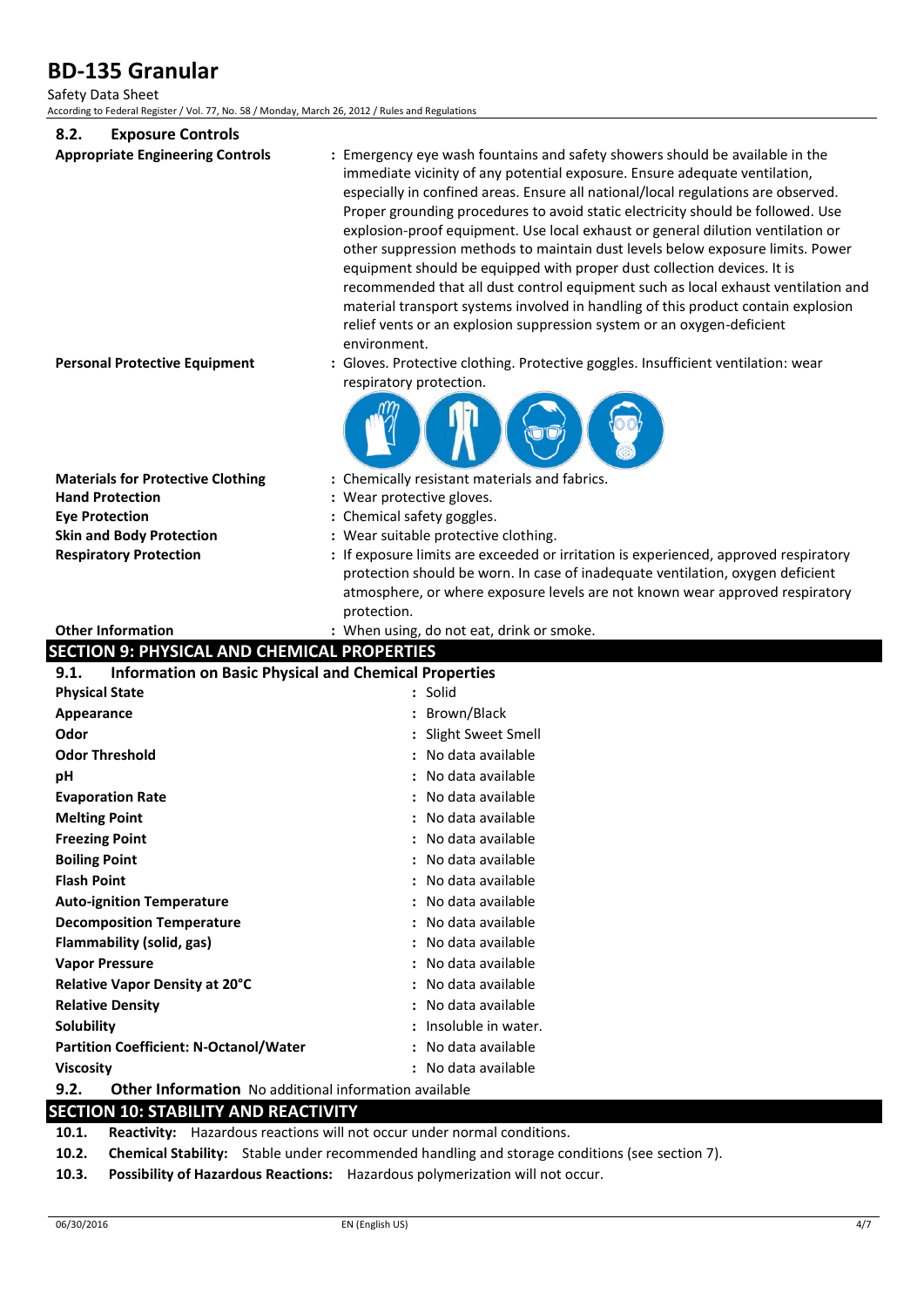### 8.2. Exposure Controls

**Appropriate Engineering Controls** : Emergency eye wash fountains and safety showers should be available in the immediate vicinity of any potential exposure. Ensure adequate ventilation, especially in confined areas. Ensure all national/local regulations are observed. Proper grounding procedures to avoid static electricity should be followed. Use explosion-proof equipment. Use local exhaust or general dilution ventilation or other suppression methods to maintain dust levels below exposure limits. Power equipment should be equipped with proper dust collection devices. It is recommended that all dust control equipment such as local exhaust ventilation and material transport systems involved in handling of this product contain explosion relief vents or an explosion suppression system or an oxygen-deficient environment.

**Personal Protective Equipment** : Gloves. Protective clothing. Protective goggles. Insufficient ventilation: wear respiratory protection.

**Materials for Protective Clothing** : Chemically resistant materials and fabrics.

**Hand Protection** : Wear protective gloves.

**Eye Protection** : Chemical safety goggles.

**Skin and Body Protection** : Wear suitable protective clothing.

**Respiratory Protection** : If exposure limits are exceeded or irritation is experienced, approved respiratory protection should be worn. In case of inadequate ventilation, oxygen deficient atmosphere, or where exposure levels are not known wear approved respiratory protection.

**Other Information** : When using, do not eat, drink or smoke.

## SECTION 9: PHYSICAL AND CHEMICAL PROPERTIES

### 9.1. Information on Basic Physical and Chemical Properties

| Property | Value |
|---|---|
| **Physical State** | Solid |
| **Appearance** | Brown/Black |
| **Odor** | Slight Sweet Smell |
| **Odor Threshold** | No data available |
| **pH** | No data available |
| **Evaporation Rate** | No data available |
| **Melting Point** | No data available |
| **Freezing Point** | No data available |
| **Boiling Point** | No data available |
| **Flash Point** | No data available |
| **Auto-ignition Temperature** | No data available |
| **Decomposition Temperature** | No data available |
| **Flammability (solid, gas)** | No data available |
| **Vapor Pressure** | No data available |
| **Relative Vapor Density at 20°C** | No data available |
| **Relative Density** | No data available |
| **Solubility** | Insoluble in water. |
| **Partition Coefficient: N-Octanol/Water** | No data available |
| **Viscosity** | No data available |

### 9.2. Other Information

No additional information available

## SECTION 10: STABILITY AND REACTIVITY

**10.1. Reactivity:** Hazardous reactions will not occur under normal conditions.

**10.2. Chemical Stability:** Stable under recommended handling and storage conditions (see section 7).

**10.3. Possibility of Hazardous Reactions:** Hazardous polymerization will not occur.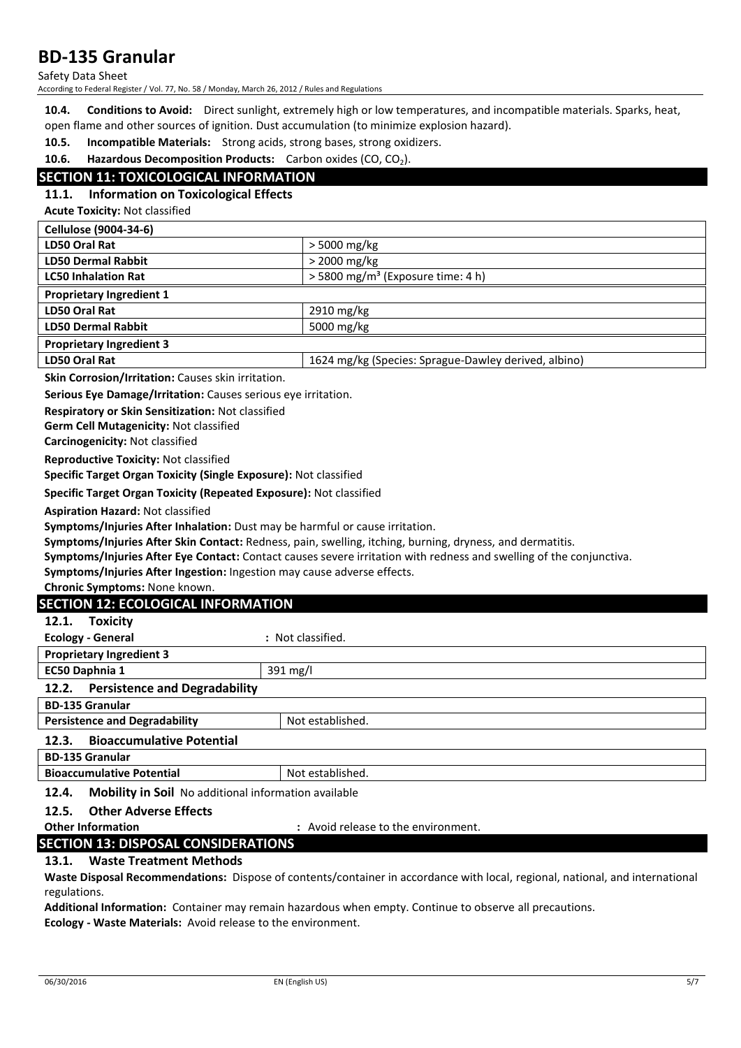**10.4. Conditions to Avoid:** Direct sunlight, extremely high or low temperatures, and incompatible materials. Sparks, heat, open flame and other sources of ignition. Dust accumulation (to minimize explosion hazard).

**10.5. Incompatible Materials:** Strong acids, strong bases, strong oxidizers.

**10.6. Hazardous Decomposition Products:** Carbon oxides ($CO$, $CO_2$).

## SECTION 11: TOXICOLOGICAL INFORMATION

### 11.1. Information on Toxicological Effects

**Acute Toxicity:** Not classified

| **Cellulose (9004-34-6)** | |
|---|---|
| **LD50 Oral Rat** | > 5000 mg/kg |
| **LD50 Dermal Rabbit** | > 2000 mg/kg |
| **LC50 Inhalation Rat** | > 5800 mg/m³ (Exposure time: 4 h) |
| **Proprietary Ingredient 1** | |
| **LD50 Oral Rat** | 2910 mg/kg |
| **LD50 Dermal Rabbit** | 5000 mg/kg |
| **Proprietary Ingredient 3** | |
| **LD50 Oral Rat** | 1624 mg/kg (Species: Sprague-Dawley derived, albino) |

**Skin Corrosion/Irritation:** Causes skin irritation.

**Serious Eye Damage/Irritation:** Causes serious eye irritation.

**Respiratory or Skin Sensitization:** Not classified

**Germ Cell Mutagenicity:** Not classified

**Carcinogenicity:** Not classified

**Reproductive Toxicity:** Not classified

**Specific Target Organ Toxicity (Single Exposure):** Not classified

**Specific Target Organ Toxicity (Repeated Exposure):** Not classified

**Aspiration Hazard:** Not classified

**Symptoms/Injuries After Inhalation:** Dust may be harmful or cause irritation.

**Symptoms/Injuries After Skin Contact:** Redness, pain, swelling, itching, burning, dryness, and dermatitis.

**Symptoms/Injuries After Eye Contact:** Contact causes severe irritation with redness and swelling of the conjunctiva.

**Symptoms/Injuries After Ingestion:** Ingestion may cause adverse effects.

**Chronic Symptoms:** None known.

## SECTION 12: ECOLOGICAL INFORMATION

### 12.1. Toxicity

**Ecology - General** : Not classified.

| **Proprietary Ingredient 3** | |
|---|---|
| **EC50 Daphnia 1** | 391 mg/l |

### 12.2. Persistence and Degradability

| **BD-135 Granular** | |
|---|---|
| **Persistence and Degradability** | Not established. |

### 12.3. Bioaccumulative Potential

| **BD-135 Granular** | |
|---|---|
| **Bioaccumulative Potential** | Not established. |

### 12.4. Mobility in Soil No additional information available

### 12.5. Other Adverse Effects

**Other Information** : Avoid release to the environment.

## SECTION 13: DISPOSAL CONSIDERATIONS

### 13.1. Waste Treatment Methods

**Waste Disposal Recommendations:** Dispose of contents/container in accordance with local, regional, national, and international regulations.

**Additional Information:** Container may remain hazardous when empty. Continue to observe all precautions.

**Ecology - Waste Materials:** Avoid release to the environment.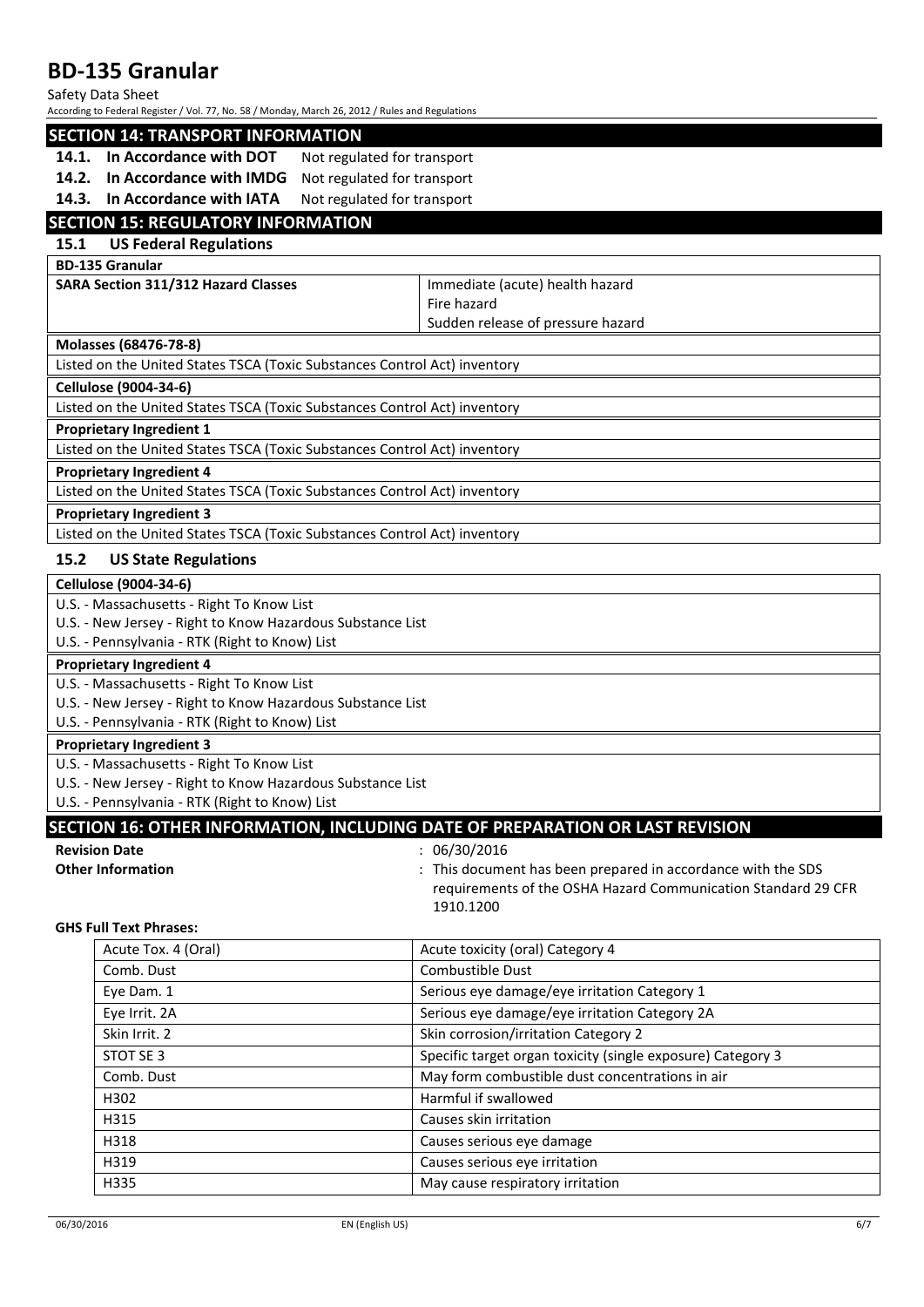## SECTION 14: TRANSPORT INFORMATION

**14.1. In Accordance with DOT** Not regulated for transport

**14.2. In Accordance with IMDG** Not regulated for transport

**14.3. In Accordance with IATA** Not regulated for transport

## SECTION 15: REGULATORY INFORMATION

### 15.1 US Federal Regulations

| **BD-135 Granular** | |
|---|---|
| **SARA Section 311/312 Hazard Classes** | Immediate (acute) health hazard<br>Fire hazard<br>Sudden release of pressure hazard |

| **Molasses (68476-78-8)** |
|---|
| Listed on the United States TSCA (Toxic Substances Control Act) inventory |
| **Cellulose (9004-34-6)** |
| Listed on the United States TSCA (Toxic Substances Control Act) inventory |
| **Proprietary Ingredient 1** |
| Listed on the United States TSCA (Toxic Substances Control Act) inventory |
| **Proprietary Ingredient 4** |
| Listed on the United States TSCA (Toxic Substances Control Act) inventory |
| **Proprietary Ingredient 3** |
| Listed on the United States TSCA (Toxic Substances Control Act) inventory |

### 15.2 US State Regulations

| **Cellulose (9004-34-6)** |
|---|
| U.S. - Massachusetts - Right To Know List<br>U.S. - New Jersey - Right to Know Hazardous Substance List<br>U.S. - Pennsylvania - RTK (Right to Know) List |
| **Proprietary Ingredient 4** |
| U.S. - Massachusetts - Right To Know List<br>U.S. - New Jersey - Right to Know Hazardous Substance List<br>U.S. - Pennsylvania - RTK (Right to Know) List |
| **Proprietary Ingredient 3** |
| U.S. - Massachusetts - Right To Know List<br>U.S. - New Jersey - Right to Know Hazardous Substance List<br>U.S. - Pennsylvania - RTK (Right to Know) List |

## SECTION 16: OTHER INFORMATION, INCLUDING DATE OF PREPARATION OR LAST REVISION

**Revision Date** : 06/30/2016

**Other Information** : This document has been prepared in accordance with the SDS requirements of the OSHA Hazard Communication Standard 29 CFR 1910.1200

**GHS Full Text Phrases:**

| | |
|---|---|
| Acute Tox. 4 (Oral) | Acute toxicity (oral) Category 4 |
| Comb. Dust | Combustible Dust |
| Eye Dam. 1 | Serious eye damage/eye irritation Category 1 |
| Eye Irrit. 2A | Serious eye damage/eye irritation Category 2A |
| Skin Irrit. 2 | Skin corrosion/irritation Category 2 |
| STOT SE 3 | Specific target organ toxicity (single exposure) Category 3 |
| Comb. Dust | May form combustible dust concentrations in air |
| H302 | Harmful if swallowed |
| H315 | Causes skin irritation |
| H318 | Causes serious eye damage |
| H319 | Causes serious eye irritation |
| H335 | May cause respiratory irritation |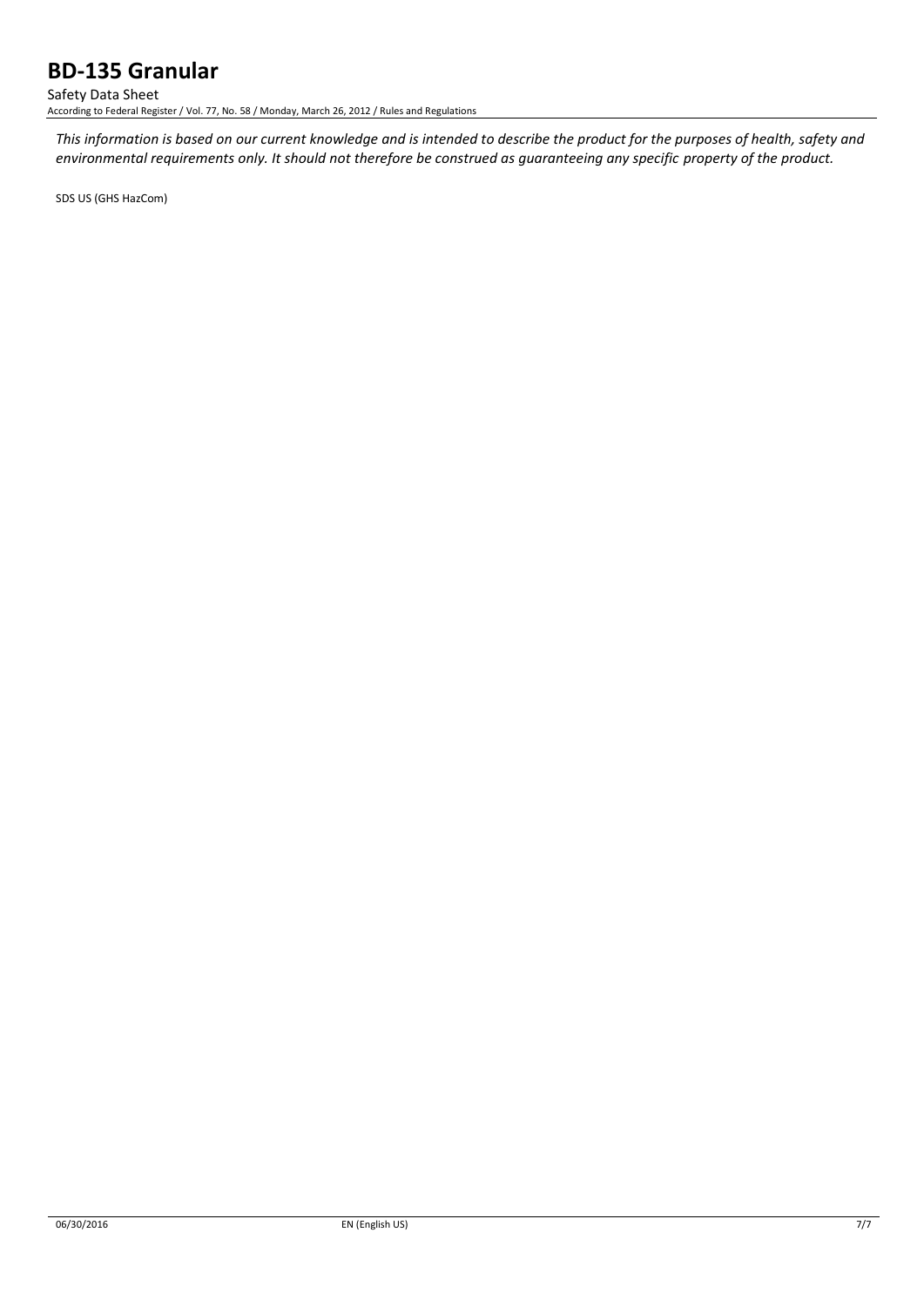*This information is based on our current knowledge and is intended to describe the product for the purposes of health, safety and environmental requirements only. It should not therefore be construed as guaranteeing any specific property of the product.*

SDS US (GHS HazCom)